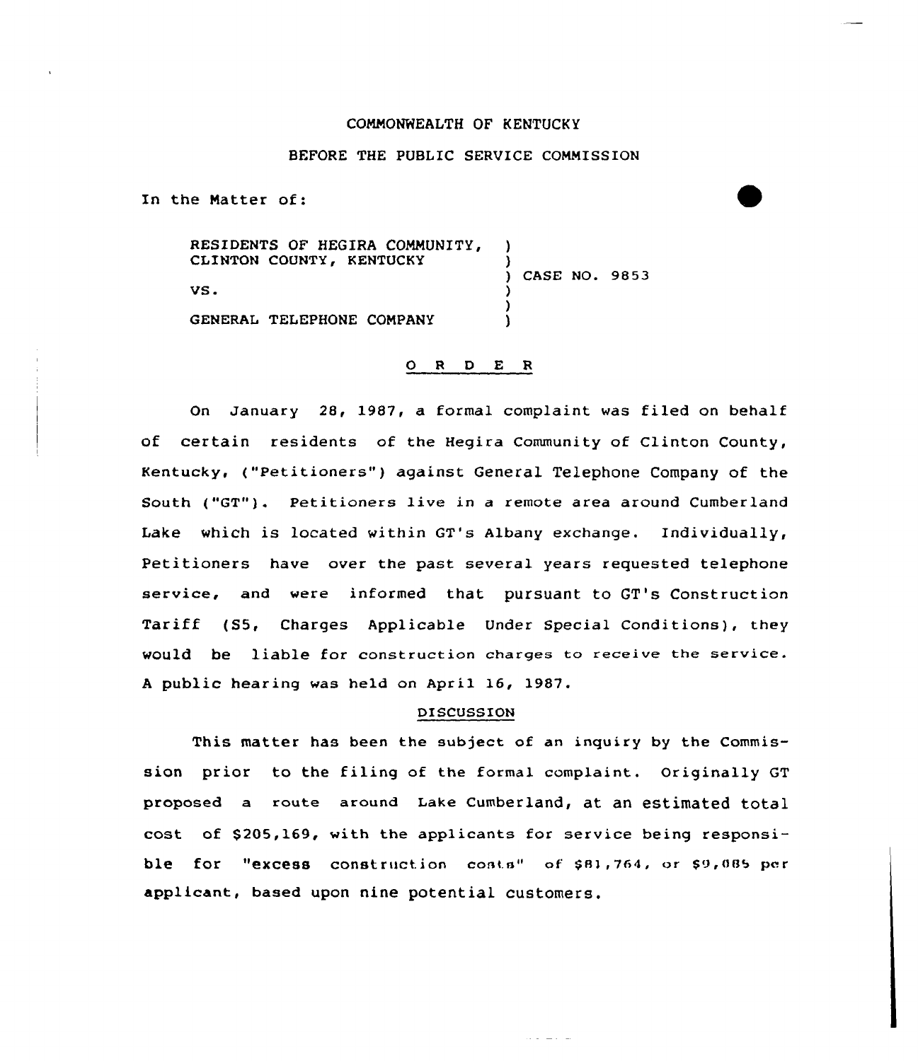COMMONWEALTH OF KENTUCKY

BEFORE THE PUBLIC SERVICE COMMISSION

In the Matter of:

| | | |
|---|---|---|
| RESIDENTS OF HEGIRA COMMUNITY, CLINTON COUNTY, KENTUCKY | ) | |
| | ) | CASE NO. 9853 |
| VS. | ) | |
| | ) | |
| GENERAL TELEPHONE COMPANY | ) | |

## O R D E R

On January 28, 1987, a formal complaint was filed on behalf of certain residents of the Hegira Community of Clinton County, Kentucky, ("Petitioners") against General Telephone Company of the South ("GT"). Petitioners live in a remote area around Cumberland Lake which is located within GT's Albany exchange. Individually, Petitioners have over the past several years requested telephone service, and were informed that pursuant to GT's Construction Tariff (S5, Charges Applicable Under Special Conditions), they would be liable for construction charges to receive the service. A public hearing was held on April 16, 1987.

### DISCUSSION

This matter has been the subject of an inquiry by the Commission prior to the filing of the formal complaint. Originally GT proposed a route around Lake Cumberland, at an estimated total cost of $205,169, with the applicants for service being responsible for "excess construction costs" of $81,764, or $9,085 per applicant, based upon nine potential customers.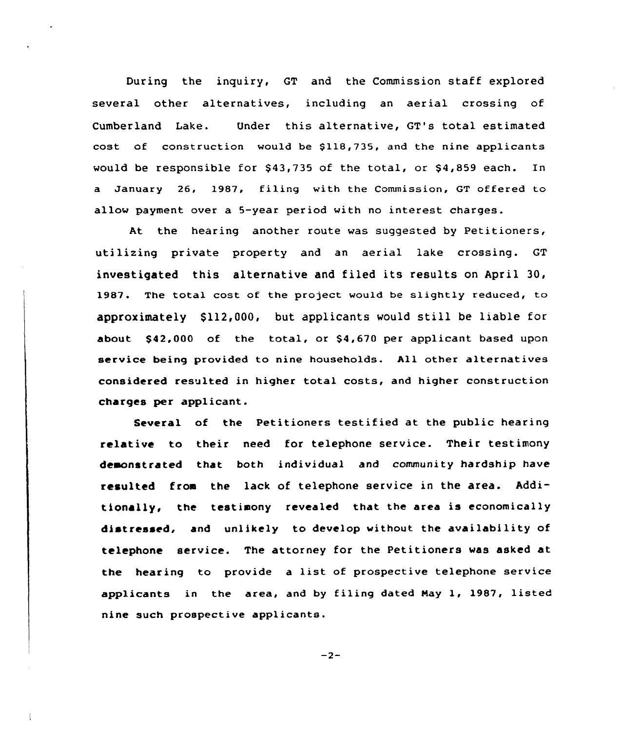During the inquiry, GT and the Commission staff explored several other alternatives, including an aerial crossing of Cumberland Lake. Under this alternative, GT's total estimated cost of construction would be $118,735, and the nine applicants would be responsible for $43,735 of the total, or $4,859 each. In a January 26, 1987, filing with the Commission, GT offered to allow payment over a 5-year period with no interest charges.

At the hearing another route was suggested by Petitioners, utilizing private property and an aerial lake crossing. GT investigated this alternative and filed its results on April 30, 1987. The total cost of the project would be slightly reduced, to approximately $112,000, but applicants would still be liable for about $42,000 of the total, or $4,670 per applicant based upon service being provided to nine households. All other alternatives considered resulted in higher total costs, and higher construction charges per applicant.

Several of the Petitioners testified at the public hearing relative to their need for telephone service. Their testimony demonstrated that both individual and community hardship have resulted from the lack of telephone service in the area. Additionally, the testimony revealed that the area is economically distressed, and unlikely to develop without the availability of telephone service. The attorney for the Petitioners was asked at the hearing to provide a list of prospective telephone service applicants in the area, and by filing dated May 1, 1987, listed nine such prospective applicants.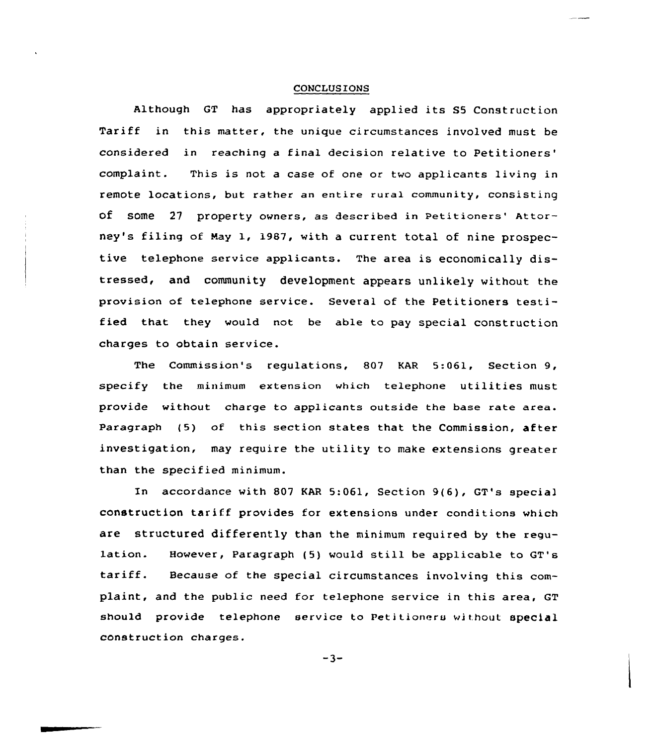## CONCLUSIONS

Although GT has appropriately applied its S5 Construction Tariff in this matter, the unique circumstances involved must be considered in reaching a final decision relative to Petitioners' complaint. This is not a case of one or two applicants living in remote locations, but rather an entire rural community, consisting of some 27 property owners, as described in Petitioners' Attorney's filing of May 1, 1987, with a current total of nine prospective telephone service applicants. The area is economically distressed, and community development appears unlikely without the provision of telephone service. Several of the Petitioners testified that they would not be able to pay special construction charges to obtain service.

The Commission's regulations, 807 KAR 5:061, Section 9, specify the minimum extension which telephone utilities must provide without charge to applicants outside the base rate area. Paragraph (5) of this section states that the Commission, after investigation, may require the utility to make extensions greater than the specified minimum.

In accordance with 807 KAR 5:061, Section 9(6), GT's special construction tariff provides for extensions under conditions which are structured differently than the minimum required by the regulation. However, Paragraph (5) would still be applicable to GT's tariff. Because of the special circumstances involving this complaint, and the public need for telephone service in this area, GT should provide telephone service to Petitioners without special construction charges.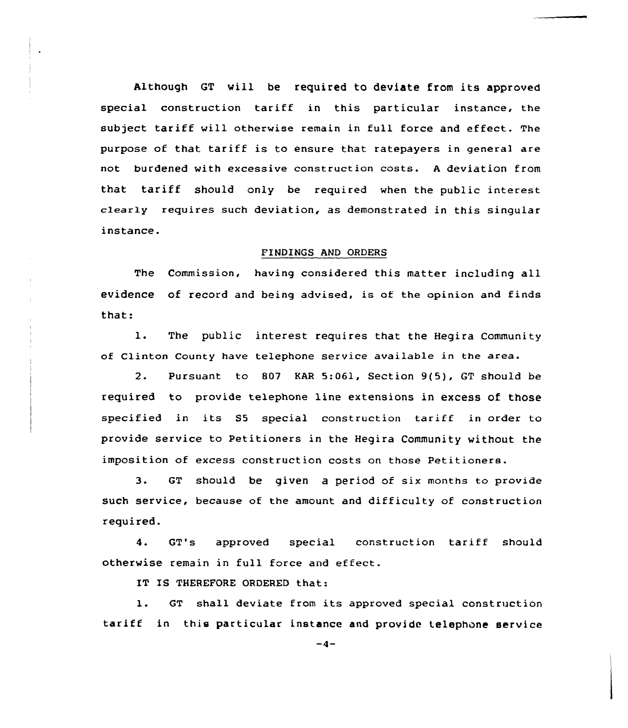Although GT will be required to deviate from its approved special construction tariff in this particular instance, the subject tariff will otherwise remain in full force and effect. The purpose of that tariff is to ensure that ratepayers in general are not burdened with excessive construction costs. A deviation from that tariff should only be required when the public interest clearly requires such deviation, as demonstrated in this singular instance.

## FINDINGS AND ORDERS

The Commission, having considered this matter including all evidence of record and being advised, is of the opinion and finds that:

1. The public interest requires that the Hegira Community of Clinton County have telephone service available in the area.

2. Pursuant to 807 KAR 5:061, Section 9(5), GT should be required to provide telephone line extensions in excess of those specified in its S5 special construction tariff in order to provide service to Petitioners in the Hegira Community without the imposition of excess construction costs on those Petitioners.

3. GT should be given a period of six months to provide such service, because of the amount and difficulty of construction required.

4. GT's approved special construction tariff should otherwise remain in full force and effect.

IT IS THEREFORE ORDERED that:

1. GT shall deviate from its approved special construction tariff in this particular instance and provide telephone service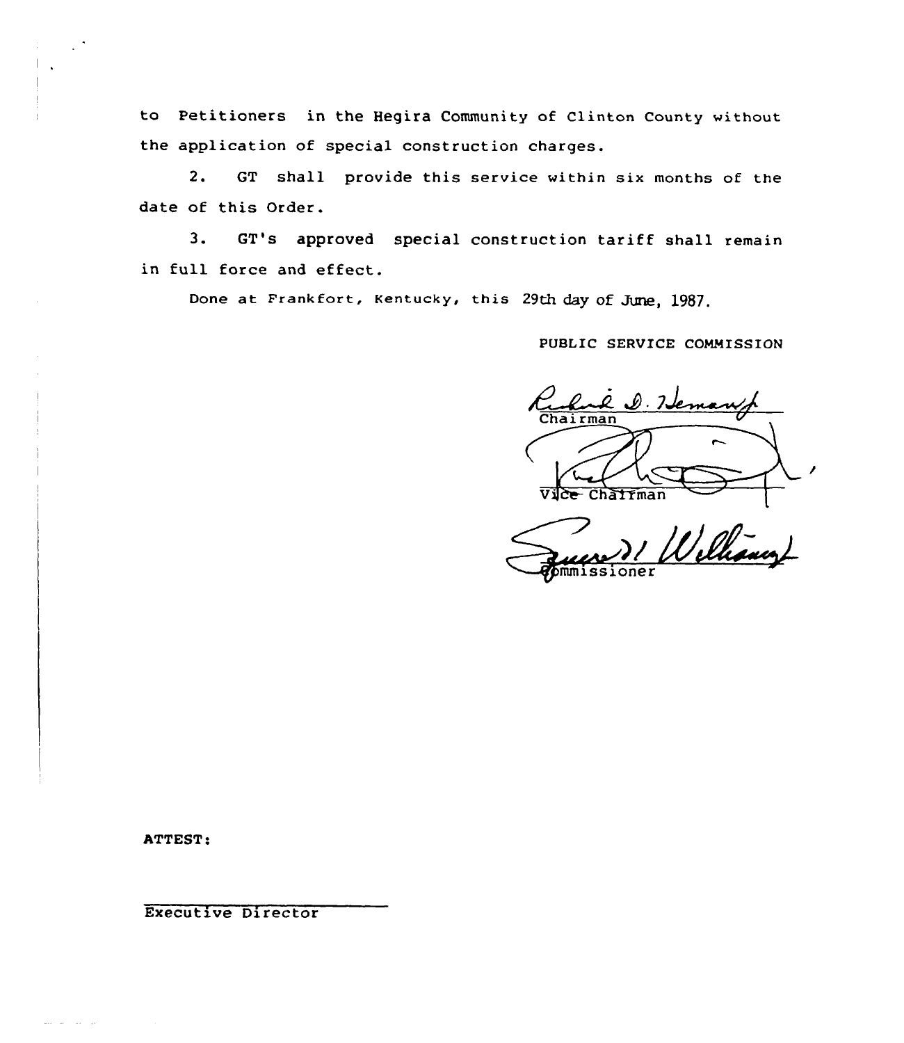to Petitioners in the Hegira Community of Clinton County without the application of special construction charges.

2. GT shall provide this service within six months of the date of this Order.

3. GT's approved special construction tariff shall remain in full force and effect.

Done at Frankfort, Kentucky, this 29th day of June, 1987.

PUBLIC SERVICE COMMISSION

Chairman

Vice Chairman

Commissioner

ATTEST:

Executive Director